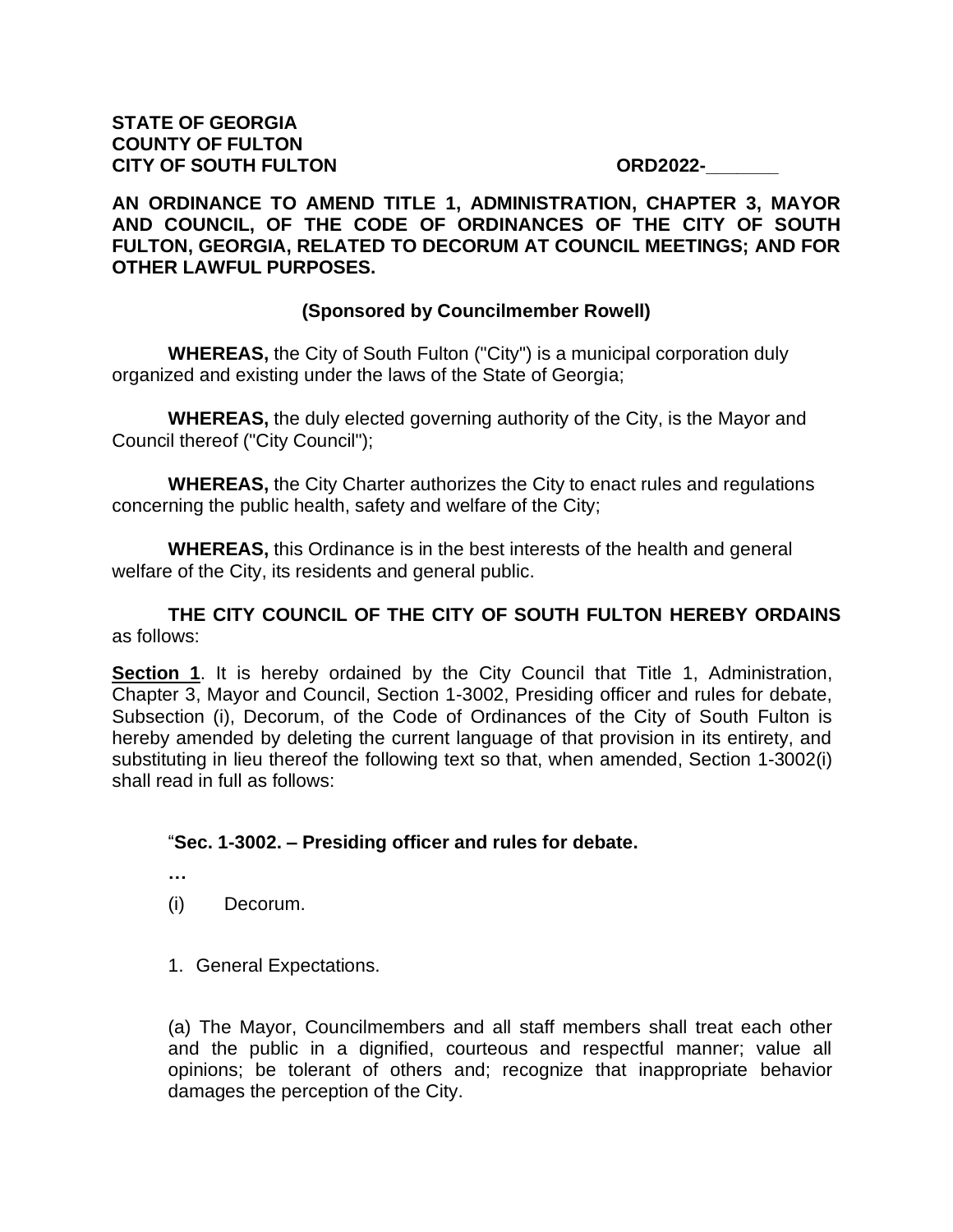**STATE OF GEORGIA**
**COUNTY OF FULTON**
**CITY OF SOUTH FULTON** **ORD2022-\_\_\_\_\_\_\_**

**AN ORDINANCE TO AMEND TITLE 1, ADMINISTRATION, CHAPTER 3, MAYOR AND COUNCIL, OF THE CODE OF ORDINANCES OF THE CITY OF SOUTH FULTON, GEORGIA, RELATED TO DECORUM AT COUNCIL MEETINGS; AND FOR OTHER LAWFUL PURPOSES.**

**(Sponsored by Councilmember Rowell)**

**WHEREAS,** the City of South Fulton ("City") is a municipal corporation duly organized and existing under the laws of the State of Georgia;

**WHEREAS,** the duly elected governing authority of the City, is the Mayor and Council thereof ("City Council");

**WHEREAS,** the City Charter authorizes the City to enact rules and regulations concerning the public health, safety and welfare of the City;

**WHEREAS,** this Ordinance is in the best interests of the health and general welfare of the City, its residents and general public.

**THE CITY COUNCIL OF THE CITY OF SOUTH FULTON HEREBY ORDAINS** as follows:

**Section 1**. It is hereby ordained by the City Council that Title 1, Administration, Chapter 3, Mayor and Council, Section 1-3002, Presiding officer and rules for debate, Subsection (i), Decorum, of the Code of Ordinances of the City of South Fulton is hereby amended by deleting the current language of that provision in its entirety, and substituting in lieu thereof the following text so that, when amended, Section 1-3002(i) shall read in full as follows:

"**Sec. 1-3002. – Presiding officer and rules for debate.**

**…**

(i) Decorum.

1. General Expectations.

(a) The Mayor, Councilmembers and all staff members shall treat each other and the public in a dignified, courteous and respectful manner; value all opinions; be tolerant of others and; recognize that inappropriate behavior damages the perception of the City.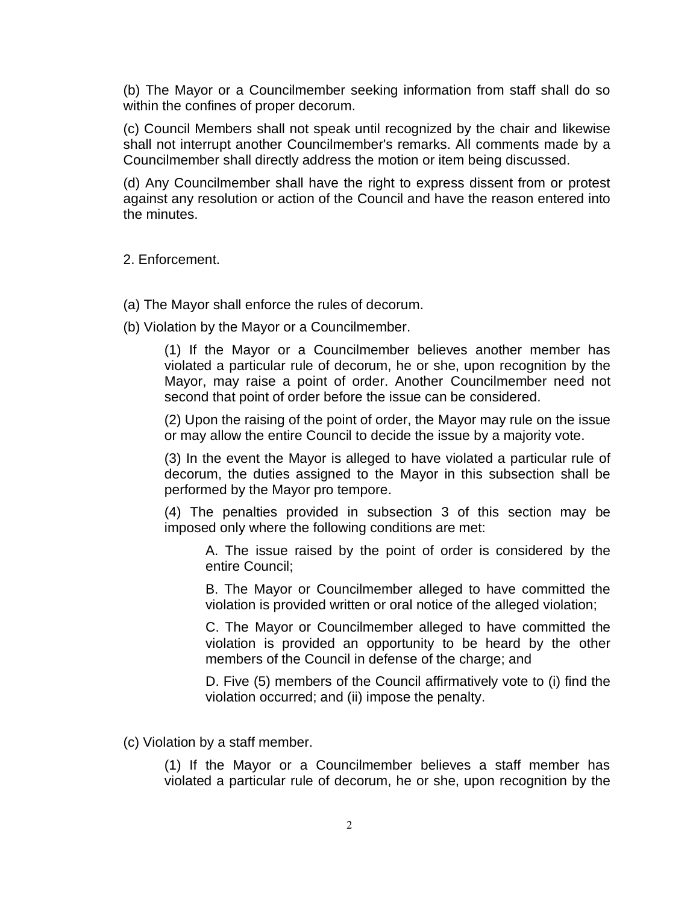(b) The Mayor or a Councilmember seeking information from staff shall do so within the confines of proper decorum.

(c) Council Members shall not speak until recognized by the chair and likewise shall not interrupt another Councilmember's remarks. All comments made by a Councilmember shall directly address the motion or item being discussed.

(d) Any Councilmember shall have the right to express dissent from or protest against any resolution or action of the Council and have the reason entered into the minutes.

2. Enforcement.

(a) The Mayor shall enforce the rules of decorum.

(b) Violation by the Mayor or a Councilmember.

> (1) If the Mayor or a Councilmember believes another member has violated a particular rule of decorum, he or she, upon recognition by the Mayor, may raise a point of order. Another Councilmember need not second that point of order before the issue can be considered.
>
> (2) Upon the raising of the point of order, the Mayor may rule on the issue or may allow the entire Council to decide the issue by a majority vote.
>
> (3) In the event the Mayor is alleged to have violated a particular rule of decorum, the duties assigned to the Mayor in this subsection shall be performed by the Mayor pro tempore.
>
> (4) The penalties provided in subsection 3 of this section may be imposed only where the following conditions are met:
>
> > A. The issue raised by the point of order is considered by the entire Council;
> >
> > B. The Mayor or Councilmember alleged to have committed the violation is provided written or oral notice of the alleged violation;
> >
> > C. The Mayor or Councilmember alleged to have committed the violation is provided an opportunity to be heard by the other members of the Council in defense of the charge; and
> >
> > D. Five (5) members of the Council affirmatively vote to (i) find the violation occurred; and (ii) impose the penalty.

(c) Violation by a staff member.

> (1) If the Mayor or a Councilmember believes a staff member has violated a particular rule of decorum, he or she, upon recognition by the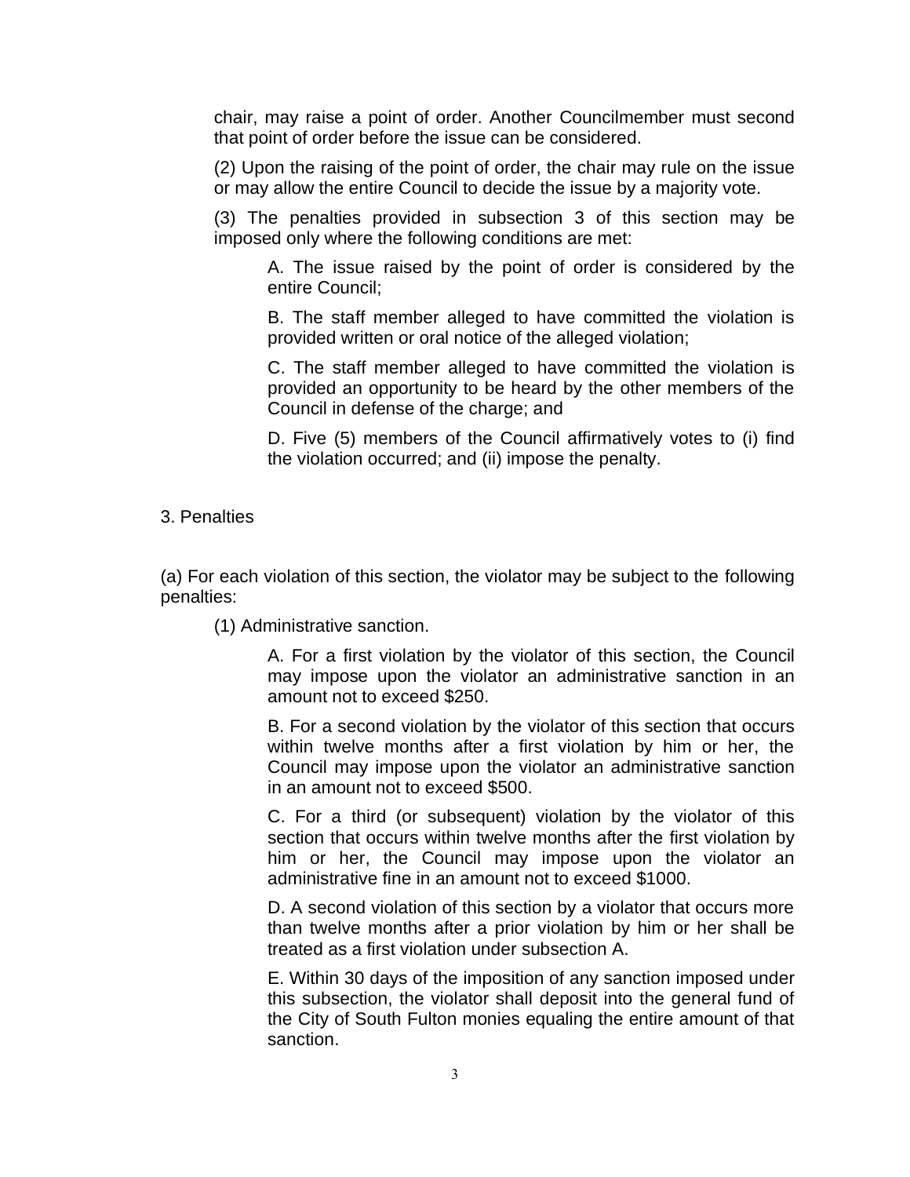chair, may raise a point of order. Another Councilmember must second that point of order before the issue can be considered.

(2) Upon the raising of the point of order, the chair may rule on the issue or may allow the entire Council to decide the issue by a majority vote.

(3) The penalties provided in subsection 3 of this section may be imposed only where the following conditions are met:

A. The issue raised by the point of order is considered by the entire Council;

B. The staff member alleged to have committed the violation is provided written or oral notice of the alleged violation;

C. The staff member alleged to have committed the violation is provided an opportunity to be heard by the other members of the Council in defense of the charge; and

D. Five (5) members of the Council affirmatively votes to (i) find the violation occurred; and (ii) impose the penalty.

3. Penalties

(a) For each violation of this section, the violator may be subject to the following penalties:

(1) Administrative sanction.

A. For a first violation by the violator of this section, the Council may impose upon the violator an administrative sanction in an amount not to exceed $250.

B. For a second violation by the violator of this section that occurs within twelve months after a first violation by him or her, the Council may impose upon the violator an administrative sanction in an amount not to exceed $500.

C. For a third (or subsequent) violation by the violator of this section that occurs within twelve months after the first violation by him or her, the Council may impose upon the violator an administrative fine in an amount not to exceed $1000.

D. A second violation of this section by a violator that occurs more than twelve months after a prior violation by him or her shall be treated as a first violation under subsection A.

E. Within 30 days of the imposition of any sanction imposed under this subsection, the violator shall deposit into the general fund of the City of South Fulton monies equaling the entire amount of that sanction.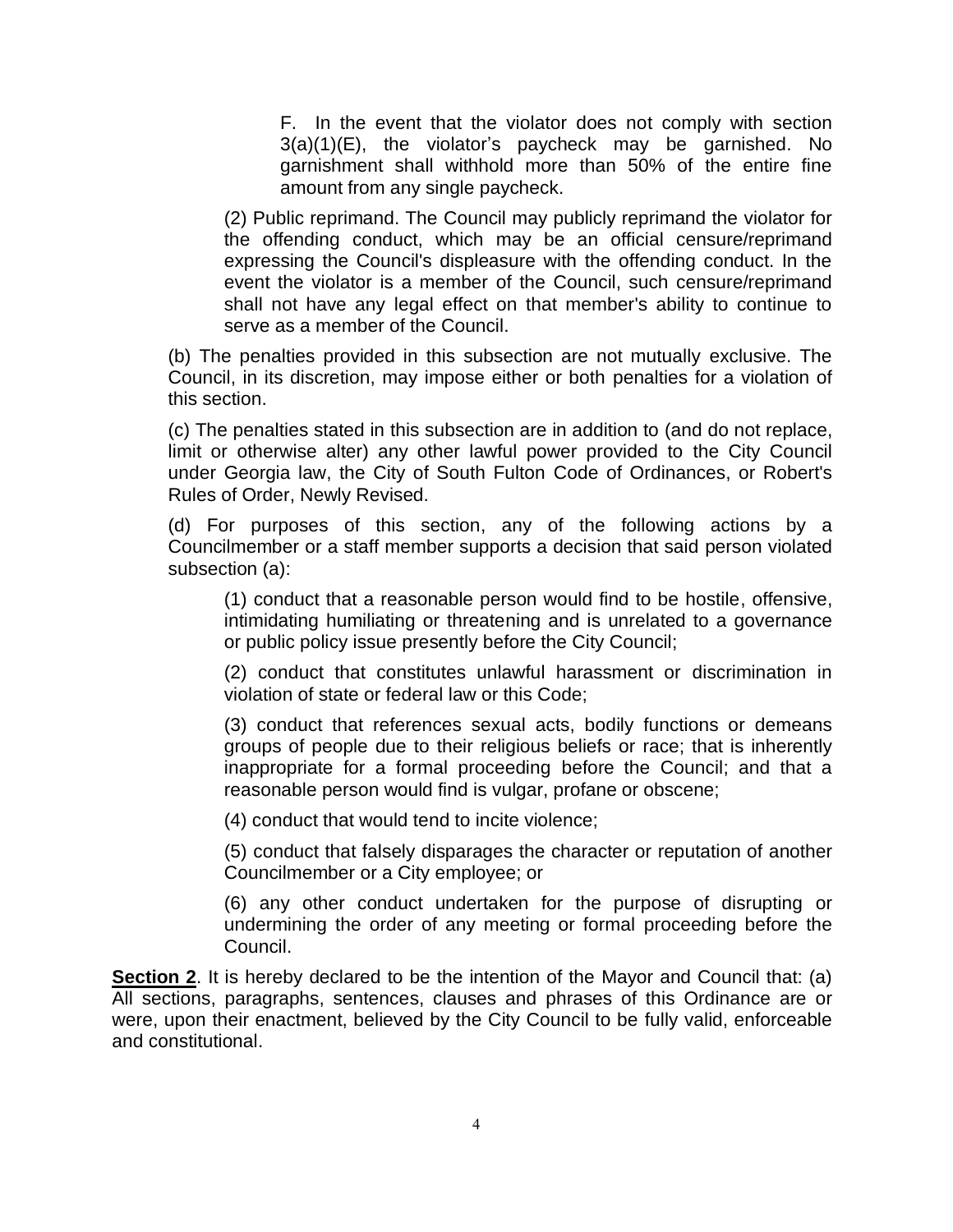F. In the event that the violator does not comply with section 3(a)(1)(E), the violator's paycheck may be garnished. No garnishment shall withhold more than 50% of the entire fine amount from any single paycheck.

(2) Public reprimand. The Council may publicly reprimand the violator for the offending conduct, which may be an official censure/reprimand expressing the Council's displeasure with the offending conduct. In the event the violator is a member of the Council, such censure/reprimand shall not have any legal effect on that member's ability to continue to serve as a member of the Council.

(b) The penalties provided in this subsection are not mutually exclusive. The Council, in its discretion, may impose either or both penalties for a violation of this section.

(c) The penalties stated in this subsection are in addition to (and do not replace, limit or otherwise alter) any other lawful power provided to the City Council under Georgia law, the City of South Fulton Code of Ordinances, or Robert's Rules of Order, Newly Revised.

(d) For purposes of this section, any of the following actions by a Councilmember or a staff member supports a decision that said person violated subsection (a):

(1) conduct that a reasonable person would find to be hostile, offensive, intimidating humiliating or threatening and is unrelated to a governance or public policy issue presently before the City Council;

(2) conduct that constitutes unlawful harassment or discrimination in violation of state or federal law or this Code;

(3) conduct that references sexual acts, bodily functions or demeans groups of people due to their religious beliefs or race; that is inherently inappropriate for a formal proceeding before the Council; and that a reasonable person would find is vulgar, profane or obscene;

(4) conduct that would tend to incite violence;

(5) conduct that falsely disparages the character or reputation of another Councilmember or a City employee; or

(6) any other conduct undertaken for the purpose of disrupting or undermining the order of any meeting or formal proceeding before the Council.

**Section 2**. It is hereby declared to be the intention of the Mayor and Council that: (a) All sections, paragraphs, sentences, clauses and phrases of this Ordinance are or were, upon their enactment, believed by the City Council to be fully valid, enforceable and constitutional.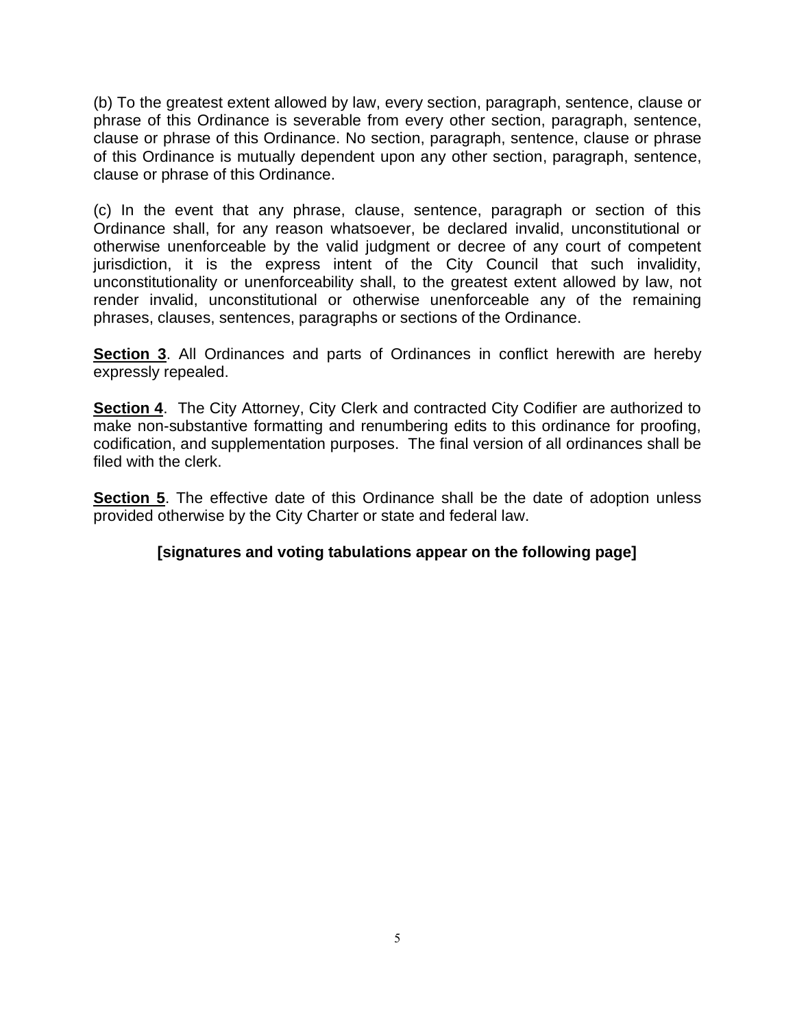(b) To the greatest extent allowed by law, every section, paragraph, sentence, clause or phrase of this Ordinance is severable from every other section, paragraph, sentence, clause or phrase of this Ordinance. No section, paragraph, sentence, clause or phrase of this Ordinance is mutually dependent upon any other section, paragraph, sentence, clause or phrase of this Ordinance.

(c) In the event that any phrase, clause, sentence, paragraph or section of this Ordinance shall, for any reason whatsoever, be declared invalid, unconstitutional or otherwise unenforceable by the valid judgment or decree of any court of competent jurisdiction, it is the express intent of the City Council that such invalidity, unconstitutionality or unenforceability shall, to the greatest extent allowed by law, not render invalid, unconstitutional or otherwise unenforceable any of the remaining phrases, clauses, sentences, paragraphs or sections of the Ordinance.

**Section 3**. All Ordinances and parts of Ordinances in conflict herewith are hereby expressly repealed.

**Section 4**. The City Attorney, City Clerk and contracted City Codifier are authorized to make non-substantive formatting and renumbering edits to this ordinance for proofing, codification, and supplementation purposes. The final version of all ordinances shall be filed with the clerk.

**Section 5**. The effective date of this Ordinance shall be the date of adoption unless provided otherwise by the City Charter or state and federal law.

**[signatures and voting tabulations appear on the following page]**